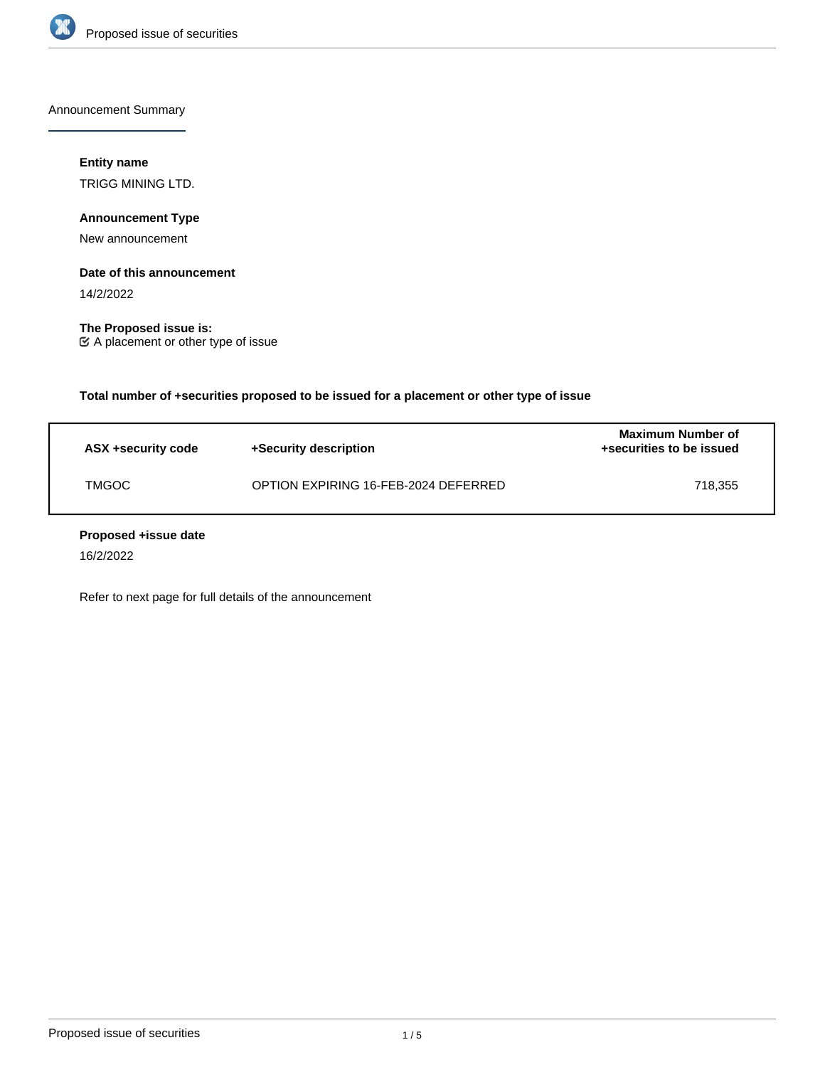Announcement Summary

**Entity name**

TRIGG MINING LTD.

**Announcement Type**

New announcement

**Date of this announcement**

14/2/2022

**The Proposed issue is:**

☑ A placement or other type of issue

**Total number of +securities proposed to be issued for a placement or other type of issue**

| ASX +security code | +Security description | Maximum Number of +securities to be issued |
|---|---|---|
| TMGOC | OPTION EXPIRING 16-FEB-2024 DEFERRED | 718,355 |

**Proposed +issue date**

16/2/2022

Refer to next page for full details of the announcement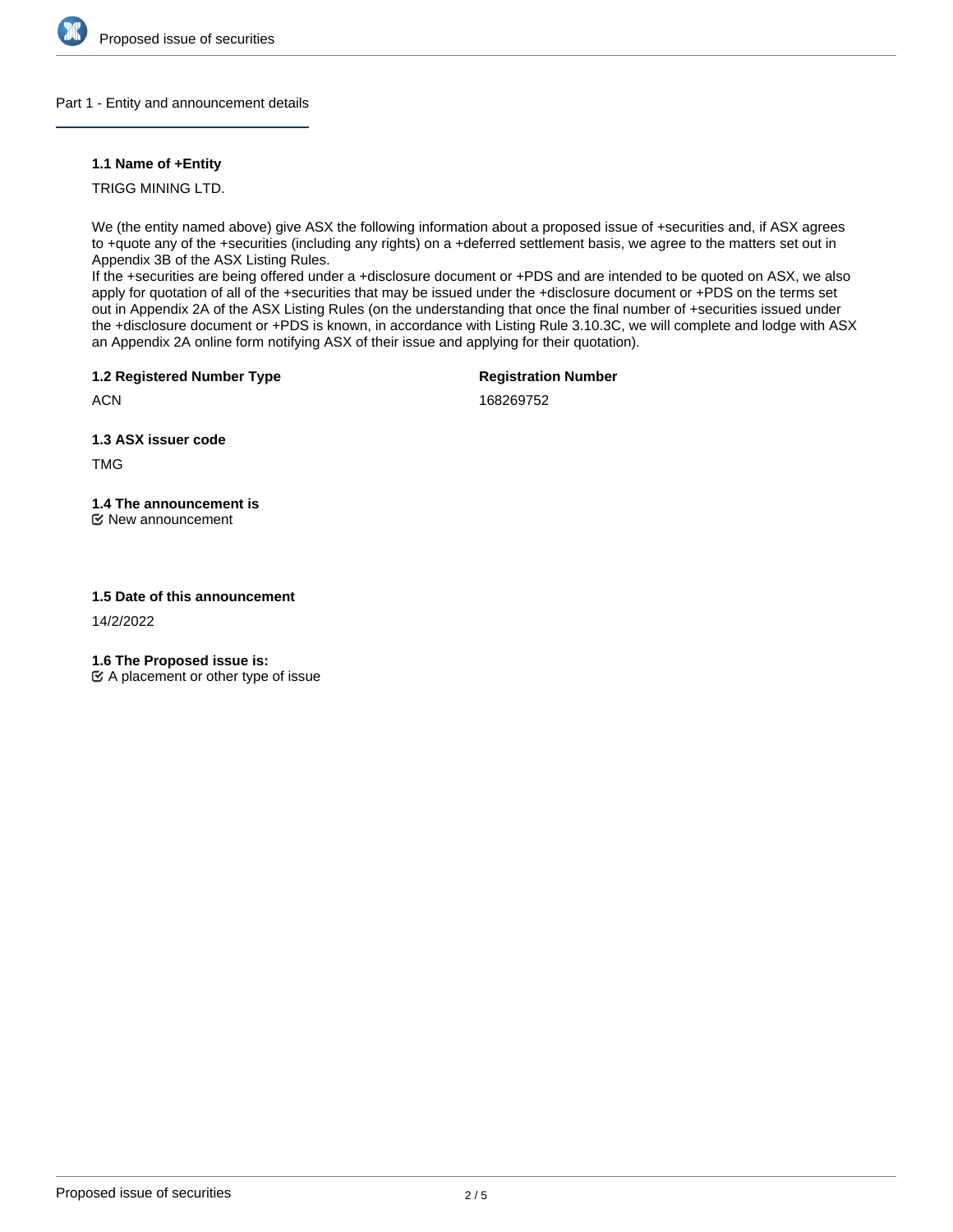## Part 1 - Entity and announcement details

### 1.1 Name of +Entity

TRIGG MINING LTD.

We (the entity named above) give ASX the following information about a proposed issue of +securities and, if ASX agrees to +quote any of the +securities (including any rights) on a +deferred settlement basis, we agree to the matters set out in Appendix 3B of the ASX Listing Rules.
If the +securities are being offered under a +disclosure document or +PDS and are intended to be quoted on ASX, we also apply for quotation of all of the +securities that may be issued under the +disclosure document or +PDS on the terms set out in Appendix 2A of the ASX Listing Rules (on the understanding that once the final number of +securities issued under the +disclosure document or +PDS is known, in accordance with Listing Rule 3.10.3C, we will complete and lodge with ASX an Appendix 2A online form notifying ASX of their issue and applying for their quotation).

### 1.2 Registered Number Type

ACN

### Registration Number

168269752

### 1.3 ASX issuer code

TMG

### 1.4 The announcement is

☑ New announcement

### 1.5 Date of this announcement

14/2/2022

### 1.6 The Proposed issue is:

☑ A placement or other type of issue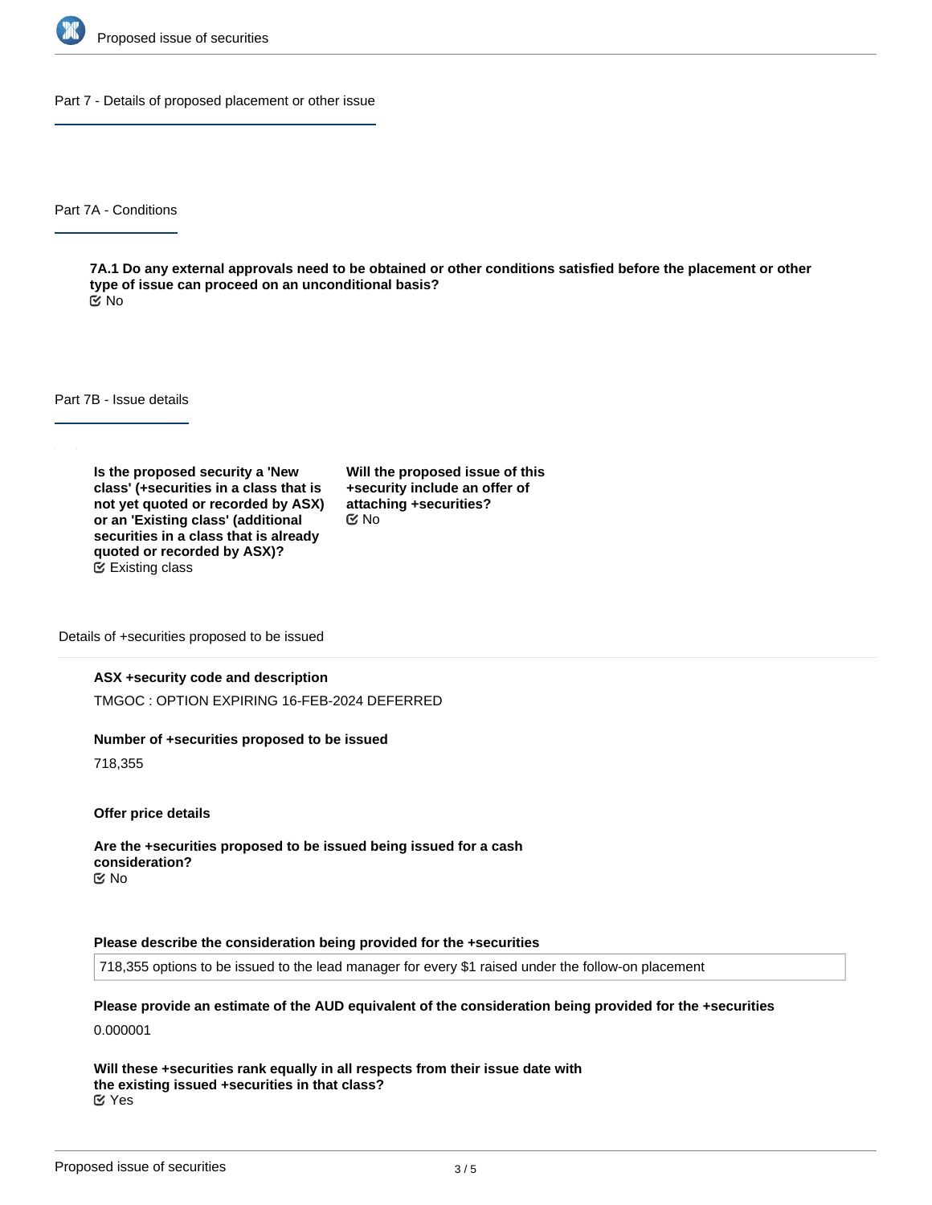## Part 7 - Details of proposed placement or other issue

### Part 7A - Conditions

**7A.1 Do any external approvals need to be obtained or other conditions satisfied before the placement or other type of issue can proceed on an unconditional basis?**

No

### Part 7B - Issue details

**Is the proposed security a 'New class' (+securities in a class that is not yet quoted or recorded by ASX) or an 'Existing class' (additional securities in a class that is already quoted or recorded by ASX)?**

Existing class

**Will the proposed issue of this +security include an offer of attaching +securities?**

No

#### Details of +securities proposed to be issued

**ASX +security code and description**

TMGOC : OPTION EXPIRING 16-FEB-2024 DEFERRED

**Number of +securities proposed to be issued**

718,355

**Offer price details**

**Are the +securities proposed to be issued being issued for a cash consideration?**

No

**Please describe the consideration being provided for the +securities**

718,355 options to be issued to the lead manager for every $1 raised under the follow-on placement

**Please provide an estimate of the AUD equivalent of the consideration being provided for the +securities**

0.000001

**Will these +securities rank equally in all respects from their issue date with the existing issued +securities in that class?**

Yes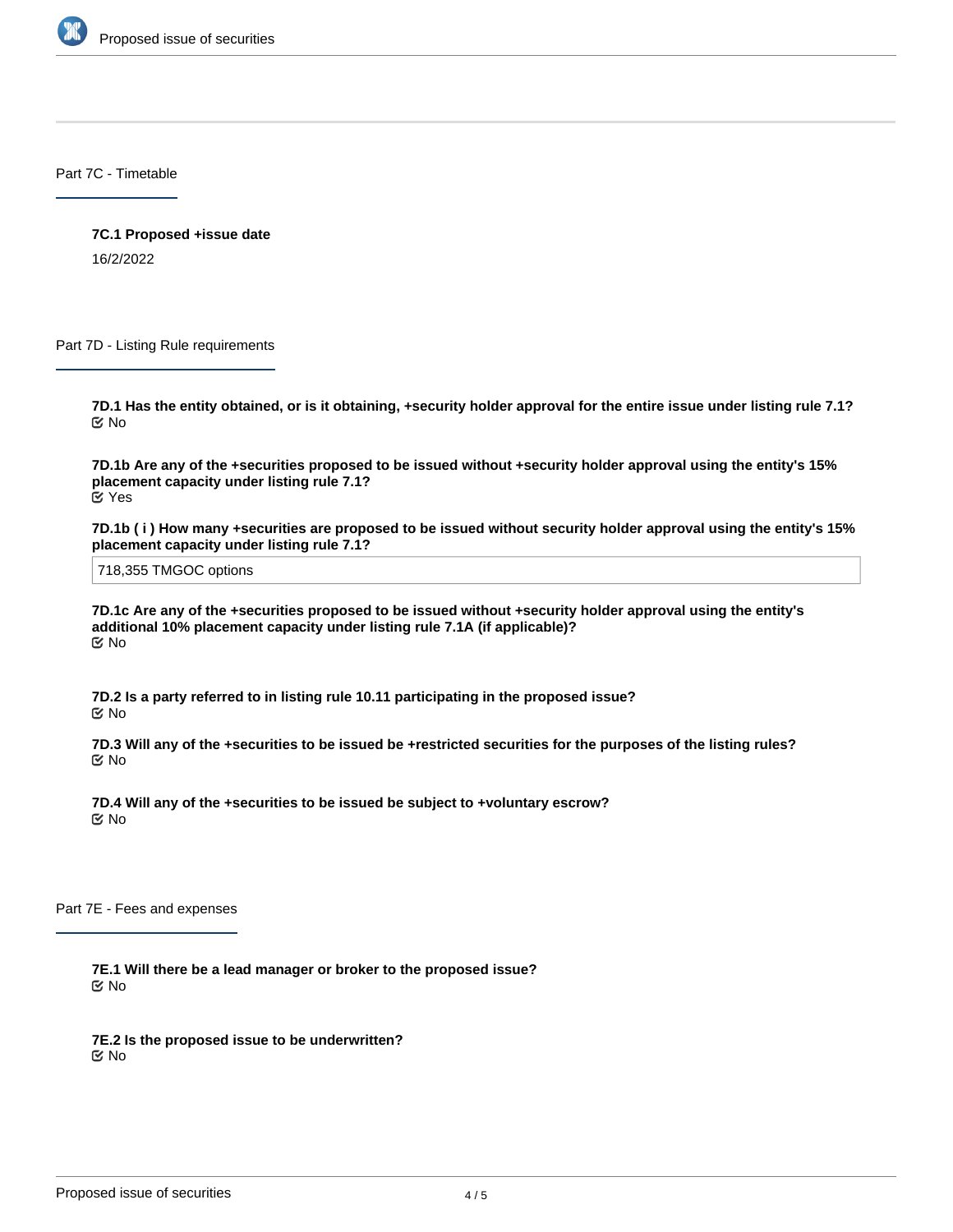## Part 7C - Timetable

**7C.1 Proposed +issue date**

16/2/2022

## Part 7D - Listing Rule requirements

**7D.1 Has the entity obtained, or is it obtaining, +security holder approval for the entire issue under listing rule 7.1?**

No

**7D.1b Are any of the +securities proposed to be issued without +security holder approval using the entity's 15% placement capacity under listing rule 7.1?**

Yes

**7D.1b ( i ) How many +securities are proposed to be issued without security holder approval using the entity's 15% placement capacity under listing rule 7.1?**

718,355 TMGOC options

**7D.1c Are any of the +securities proposed to be issued without +security holder approval using the entity's additional 10% placement capacity under listing rule 7.1A (if applicable)?**

No

**7D.2 Is a party referred to in listing rule 10.11 participating in the proposed issue?**

No

**7D.3 Will any of the +securities to be issued be +restricted securities for the purposes of the listing rules?**

No

**7D.4 Will any of the +securities to be issued be subject to +voluntary escrow?**

No

## Part 7E - Fees and expenses

**7E.1 Will there be a lead manager or broker to the proposed issue?**

No

**7E.2 Is the proposed issue to be underwritten?**

No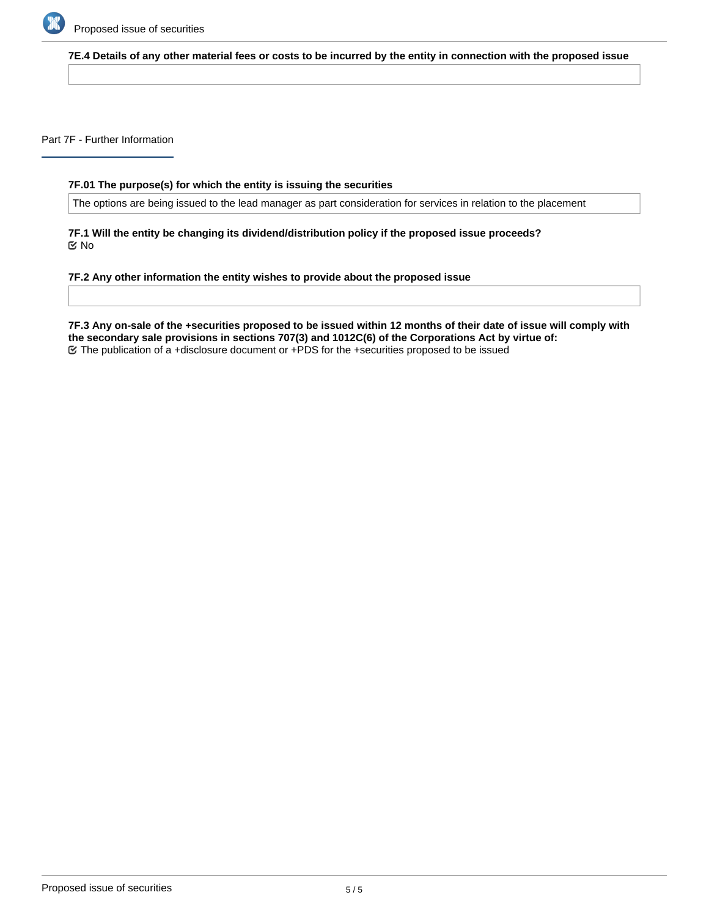**7E.4 Details of any other material fees or costs to be incurred by the entity in connection with the proposed issue**

## Part 7F - Further Information

**7F.01 The purpose(s) for which the entity is issuing the securities**

The options are being issued to the lead manager as part consideration for services in relation to the placement

**7F.1 Will the entity be changing its dividend/distribution policy if the proposed issue proceeds?**

☑ No

**7F.2 Any other information the entity wishes to provide about the proposed issue**

**7F.3 Any on-sale of the +securities proposed to be issued within 12 months of their date of issue will comply with the secondary sale provisions in sections 707(3) and 1012C(6) of the Corporations Act by virtue of:**

☑ The publication of a +disclosure document or +PDS for the +securities proposed to be issued